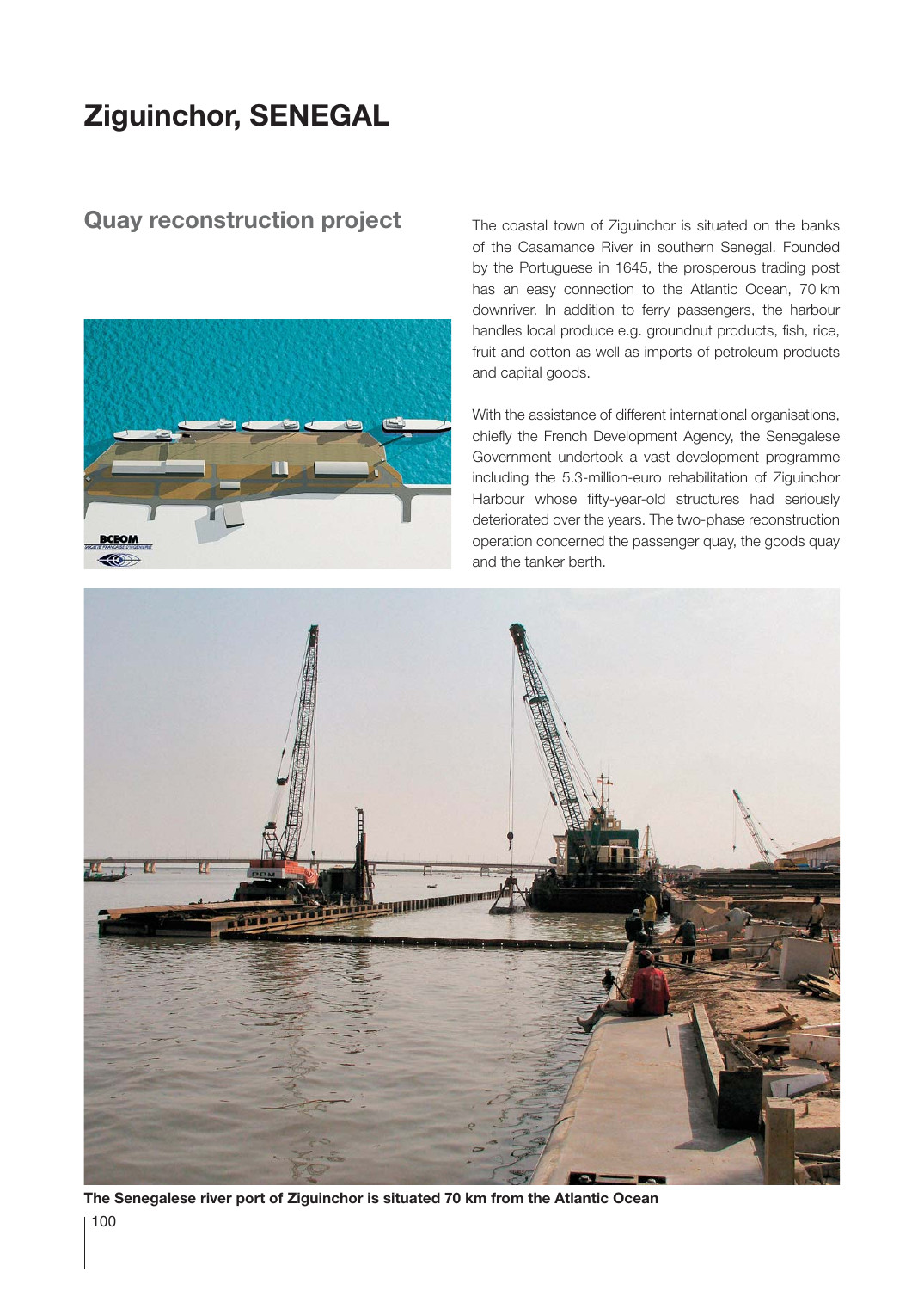# Ziguinchor, SENEGAL

## Quay reconstruction project

The coastal town of Ziguinchor is situated on the banks of the Casamance River in southern Senegal. Founded by the Portuguese in 1645, the prosperous trading post has an easy connection to the Atlantic Ocean, 70 km downriver. In addition to ferry passengers, the harbour handles local produce e.g. groundnut products, fish, rice, fruit and cotton as well as imports of petroleum products and capital goods.

With the assistance of different international organisations, chiefly the French Development Agency, the Senegalese Government undertook a vast development programme including the 5.3-million-euro rehabilitation of Ziguinchor Harbour whose fifty-year-old structures had seriously deteriorated over the years. The two-phase reconstruction operation concerned the passenger quay, the goods quay and the tanker berth.

**The Senegalese river port of Ziguinchor is situated 70 km from the Atlantic Ocean**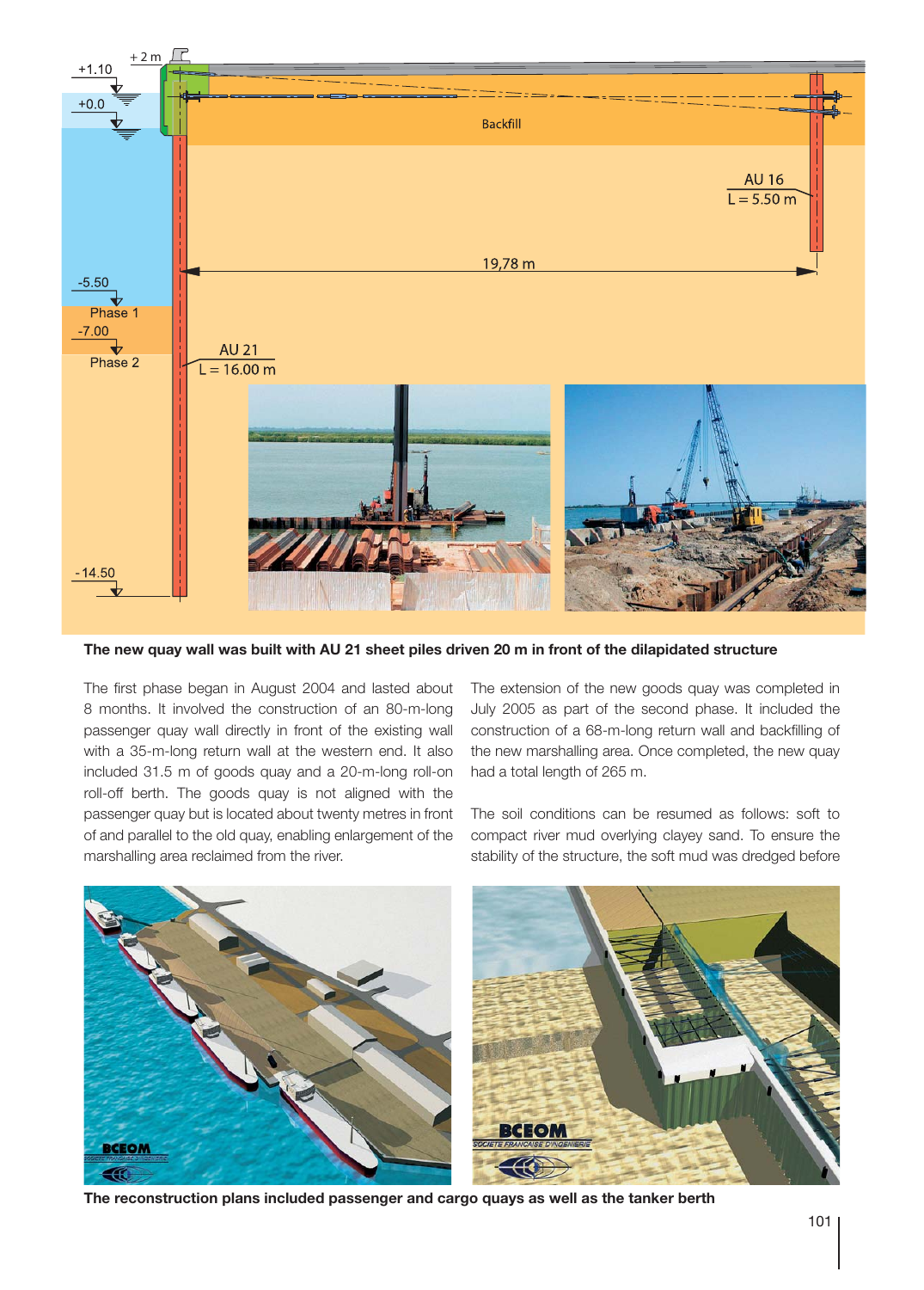**The new quay wall was built with AU 21 sheet piles driven 20 m in front of the dilapidated structure**

The first phase began in August 2004 and lasted about 8 months. It involved the construction of an 80-m-long passenger quay wall directly in front of the existing wall with a 35-m-long return wall at the western end. It also included 31.5 m of goods quay and a 20-m-long roll-on roll-off berth. The goods quay is not aligned with the passenger quay but is located about twenty metres in front of and parallel to the old quay, enabling enlargement of the marshalling area reclaimed from the river.

The extension of the new goods quay was completed in July 2005 as part of the second phase. It included the construction of a 68-m-long return wall and backfilling of the new marshalling area. Once completed, the new quay had a total length of 265 m.

The soil conditions can be resumed as follows: soft to compact river mud overlying clayey sand. To ensure the stability of the structure, the soft mud was dredged before

**The reconstruction plans included passenger and cargo quays as well as the tanker berth**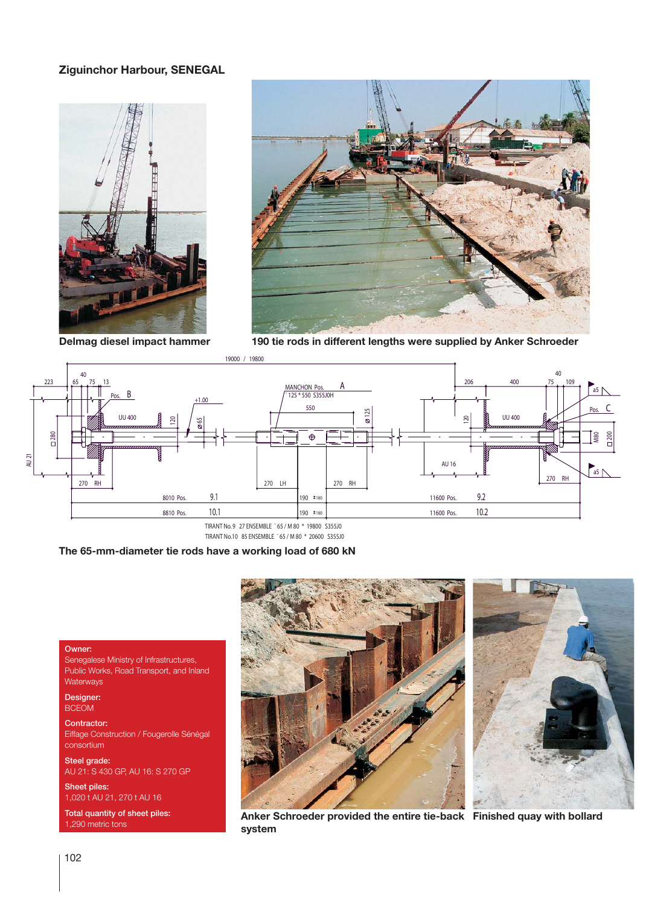## Ziguinchor Harbour, SENEGAL

Delmag diesel impact hammer

190 tie rods in different lengths were supplied by Anker Schroeder

The 65-mm-diameter tie rods have a working load of 680 kN

**Owner:**
Senegalese Ministry of Infrastructures, Public Works, Road Transport, and Inland Waterways

**Designer:**
BCEOM

**Contractor:**
Eiffage Construction / Fougerolle Sénégal consortium

**Steel grade:**
AU 21: S 430 GP, AU 16: S 270 GP

**Sheet piles:**
1,020 t AU 21, 270 t AU 16

**Total quantity of sheet piles:**
1,290 metric tons

Anker Schroeder provided the entire tie-back system

Finished quay with bollard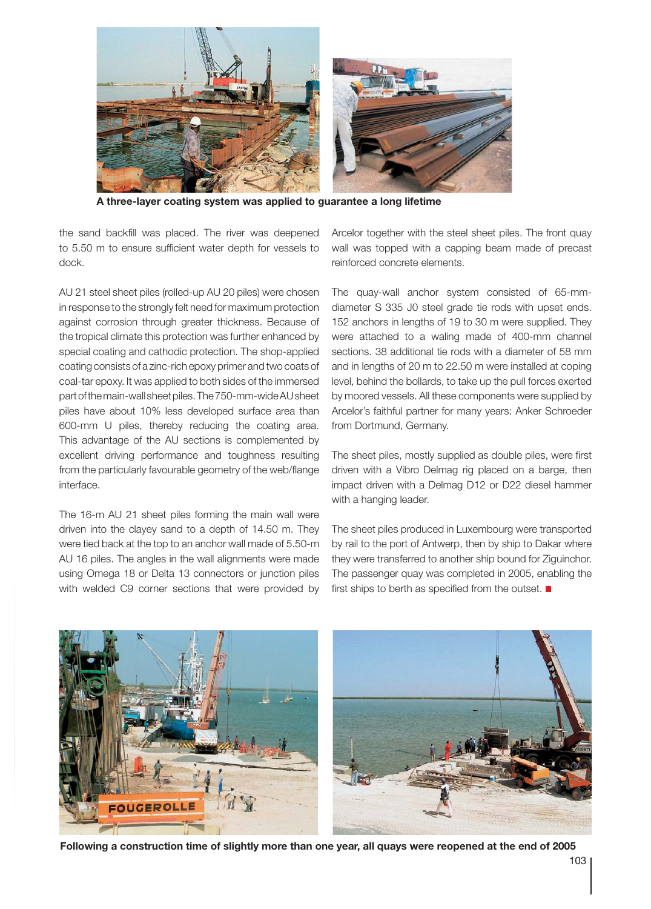A three-layer coating system was applied to guarantee a long lifetime

the sand backfill was placed. The river was deepened to 5.50 m to ensure sufficient water depth for vessels to dock.

AU 21 steel sheet piles (rolled-up AU 20 piles) were chosen in response to the strongly felt need for maximum protection against corrosion through greater thickness. Because of the tropical climate this protection was further enhanced by special coating and cathodic protection. The shop-applied coating consists of a zinc-rich epoxy primer and two coats of coal-tar epoxy. It was applied to both sides of the immersed part of the main-wall sheet piles. The 750-mm-wide AU sheet piles have about 10% less developed surface area than 600-mm U piles, thereby reducing the coating area. This advantage of the AU sections is complemented by excellent driving performance and toughness resulting from the particularly favourable geometry of the web/flange interface.

The 16-m AU 21 sheet piles forming the main wall were driven into the clayey sand to a depth of 14.50 m. They were tied back at the top to an anchor wall made of 5.50-m AU 16 piles. The angles in the wall alignments were made using Omega 18 or Delta 13 connectors or junction piles with welded C9 corner sections that were provided by Arcelor together with the steel sheet piles. The front quay wall was topped with a capping beam made of precast reinforced concrete elements.

The quay-wall anchor system consisted of 65-mm-diameter S 335 J0 steel grade tie rods with upset ends. 152 anchors in lengths of 19 to 30 m were supplied. They were attached to a waling made of 400-mm channel sections. 38 additional tie rods with a diameter of 58 mm and in lengths of 20 m to 22.50 m were installed at coping level, behind the bollards, to take up the pull forces exerted by moored vessels. All these components were supplied by Arcelor's faithful partner for many years: Anker Schroeder from Dortmund, Germany.

The sheet piles, mostly supplied as double piles, were first driven with a Vibro Delmag rig placed on a barge, then impact driven with a Delmag D12 or D22 diesel hammer with a hanging leader.

The sheet piles produced in Luxembourg were transported by rail to the port of Antwerp, then by ship to Dakar where they were transferred to another ship bound for Ziguinchor. The passenger quay was completed in 2005, enabling the first ships to berth as specified from the outset. ■

Following a construction time of slightly more than one year, all quays were reopened at the end of 2005